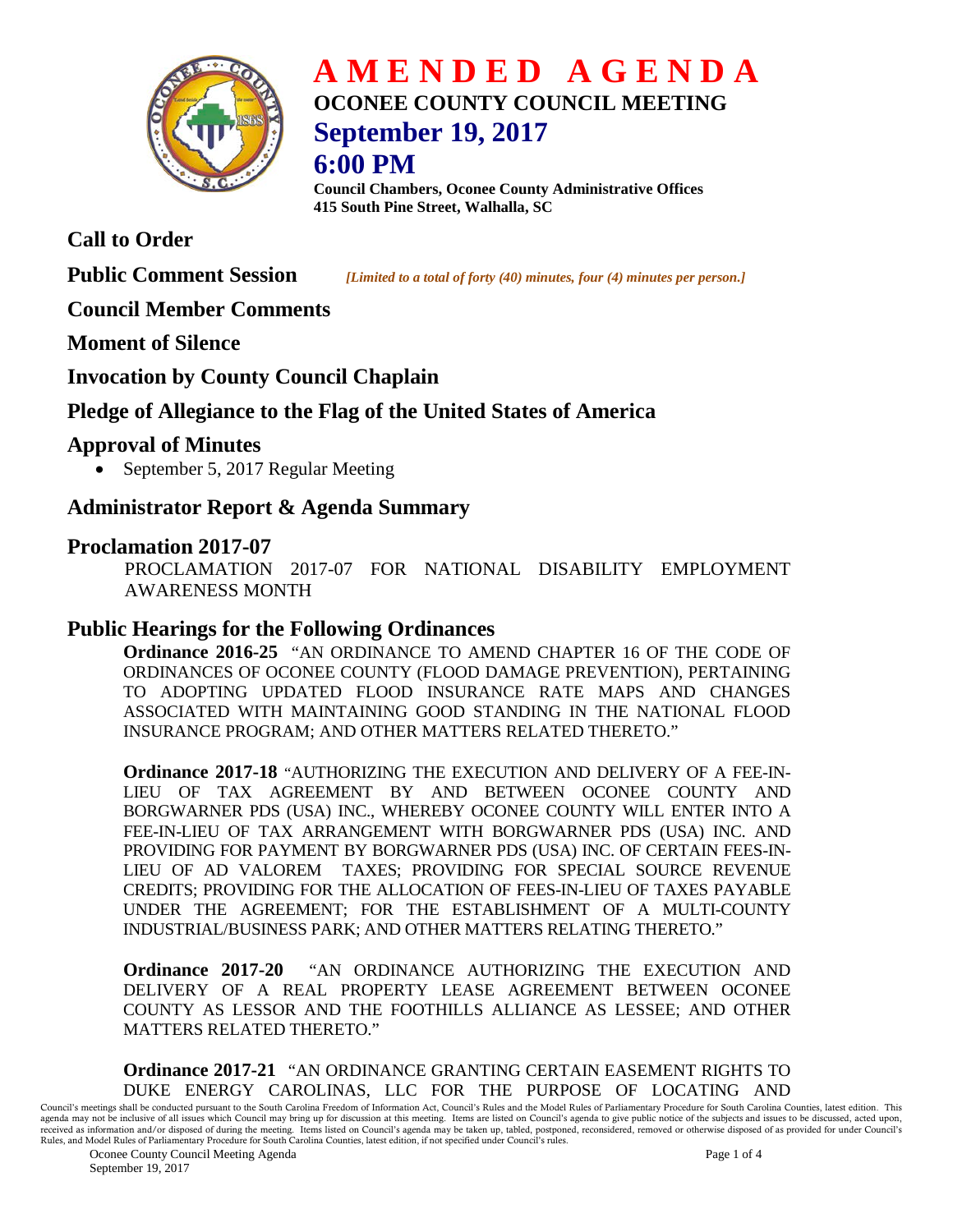# AMENDED AGENDA

## OCONEE COUNTY COUNCIL MEETING

## September 19, 2017

## 6:00 PM

**Council Chambers, Oconee County Administrative Offices**
**415 South Pine Street, Walhalla, SC**

## Call to Order

## Public Comment Session

*[Limited to a total of forty (40) minutes, four (4) minutes per person.]*

## Council Member Comments

## Moment of Silence

## Invocation by County Council Chaplain

## Pledge of Allegiance to the Flag of the United States of America

## Approval of Minutes

- September 5, 2017 Regular Meeting

## Administrator Report & Agenda Summary

## Proclamation 2017-07

PROCLAMATION 2017-07 FOR NATIONAL DISABILITY EMPLOYMENT AWARENESS MONTH

## Public Hearings for the Following Ordinances

**Ordinance 2016-25** "AN ORDINANCE TO AMEND CHAPTER 16 OF THE CODE OF ORDINANCES OF OCONEE COUNTY (FLOOD DAMAGE PREVENTION), PERTAINING TO ADOPTING UPDATED FLOOD INSURANCE RATE MAPS AND CHANGES ASSOCIATED WITH MAINTAINING GOOD STANDING IN THE NATIONAL FLOOD INSURANCE PROGRAM; AND OTHER MATTERS RELATED THERETO."

**Ordinance 2017-18** "AUTHORIZING THE EXECUTION AND DELIVERY OF A FEE-IN-LIEU OF TAX AGREEMENT BY AND BETWEEN OCONEE COUNTY AND BORGWARNER PDS (USA) INC., WHEREBY OCONEE COUNTY WILL ENTER INTO A FEE-IN-LIEU OF TAX ARRANGEMENT WITH BORGWARNER PDS (USA) INC. AND PROVIDING FOR PAYMENT BY BORGWARNER PDS (USA) INC. OF CERTAIN FEES-IN-LIEU OF AD VALOREM TAXES; PROVIDING FOR SPECIAL SOURCE REVENUE CREDITS; PROVIDING FOR THE ALLOCATION OF FEES-IN-LIEU OF TAXES PAYABLE UNDER THE AGREEMENT; FOR THE ESTABLISHMENT OF A MULTI-COUNTY INDUSTRIAL/BUSINESS PARK; AND OTHER MATTERS RELATING THERETO."

**Ordinance 2017-20** "AN ORDINANCE AUTHORIZING THE EXECUTION AND DELIVERY OF A REAL PROPERTY LEASE AGREEMENT BETWEEN OCONEE COUNTY AS LESSOR AND THE FOOTHILLS ALLIANCE AS LESSEE; AND OTHER MATTERS RELATED THERETO."

**Ordinance 2017-21** "AN ORDINANCE GRANTING CERTAIN EASEMENT RIGHTS TO DUKE ENERGY CAROLINAS, LLC FOR THE PURPOSE OF LOCATING AND

Council's meetings shall be conducted pursuant to the South Carolina Freedom of Information Act, Council's Rules and the Model Rules of Parliamentary Procedure for South Carolina Counties, latest edition. This agenda may not be inclusive of all issues which Council may bring up for discussion at this meeting. Items are listed on Council's agenda to give public notice of the subjects and issues to be discussed, acted upon, received as information and/or disposed of during the meeting. Items listed on Council's agenda may be taken up, tabled, postponed, reconsidered, removed or otherwise disposed of as provided for under Council's Rules, and Model Rules of Parliamentary Procedure for South Carolina Counties, latest edition, if not specified under Council's rules.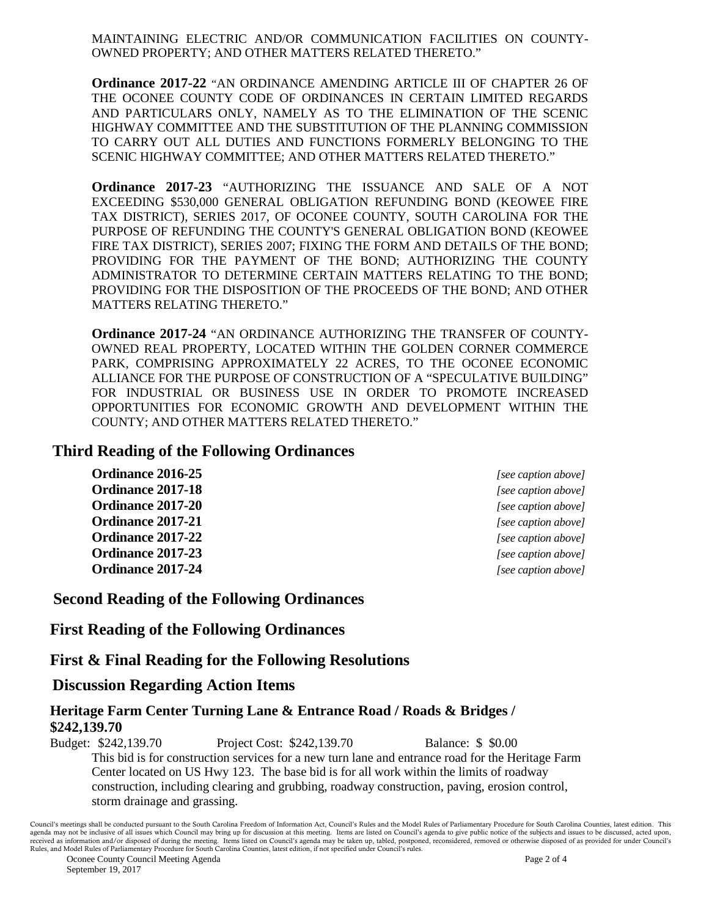MAINTAINING ELECTRIC AND/OR COMMUNICATION FACILITIES ON COUNTY-OWNED PROPERTY; AND OTHER MATTERS RELATED THERETO."

**Ordinance 2017-22** "AN ORDINANCE AMENDING ARTICLE III OF CHAPTER 26 OF THE OCONEE COUNTY CODE OF ORDINANCES IN CERTAIN LIMITED REGARDS AND PARTICULARS ONLY, NAMELY AS TO THE ELIMINATION OF THE SCENIC HIGHWAY COMMITTEE AND THE SUBSTITUTION OF THE PLANNING COMMISSION TO CARRY OUT ALL DUTIES AND FUNCTIONS FORMERLY BELONGING TO THE SCENIC HIGHWAY COMMITTEE; AND OTHER MATTERS RELATED THERETO."

**Ordinance 2017-23** "AUTHORIZING THE ISSUANCE AND SALE OF A NOT EXCEEDING $530,000 GENERAL OBLIGATION REFUNDING BOND (KEOWEE FIRE TAX DISTRICT), SERIES 2017, OF OCONEE COUNTY, SOUTH CAROLINA FOR THE PURPOSE OF REFUNDING THE COUNTY'S GENERAL OBLIGATION BOND (KEOWEE FIRE TAX DISTRICT), SERIES 2007; FIXING THE FORM AND DETAILS OF THE BOND; PROVIDING FOR THE PAYMENT OF THE BOND; AUTHORIZING THE COUNTY ADMINISTRATOR TO DETERMINE CERTAIN MATTERS RELATING TO THE BOND; PROVIDING FOR THE DISPOSITION OF THE PROCEEDS OF THE BOND; AND OTHER MATTERS RELATING THERETO."

**Ordinance 2017-24** "AN ORDINANCE AUTHORIZING THE TRANSFER OF COUNTY-OWNED REAL PROPERTY, LOCATED WITHIN THE GOLDEN CORNER COMMERCE PARK, COMPRISING APPROXIMATELY 22 ACRES, TO THE OCONEE ECONOMIC ALLIANCE FOR THE PURPOSE OF CONSTRUCTION OF A "SPECULATIVE BUILDING" FOR INDUSTRIAL OR BUSINESS USE IN ORDER TO PROMOTE INCREASED OPPORTUNITIES FOR ECONOMIC GROWTH AND DEVELOPMENT WITHIN THE COUNTY; AND OTHER MATTERS RELATED THERETO."

## Third Reading of the Following Ordinances

**Ordinance 2016-25** *[see caption above]*
**Ordinance 2017-18** *[see caption above]*
**Ordinance 2017-20** *[see caption above]*
**Ordinance 2017-21** *[see caption above]*
**Ordinance 2017-22** *[see caption above]*
**Ordinance 2017-23** *[see caption above]*
**Ordinance 2017-24** *[see caption above]*

## Second Reading of the Following Ordinances

## First Reading of the Following Ordinances

## First & Final Reading for the Following Resolutions

## Discussion Regarding Action Items

### Heritage Farm Center Turning Lane & Entrance Road / Roads & Bridges / $242,139.70

Budget: $242,139.70 Project Cost: $242,139.70 Balance: $ $0.00

This bid is for construction services for a new turn lane and entrance road for the Heritage Farm Center located on US Hwy 123. The base bid is for all work within the limits of roadway construction, including clearing and grubbing, roadway construction, paving, erosion control, storm drainage and grassing.

Council's meetings shall be conducted pursuant to the South Carolina Freedom of Information Act, Council's Rules and the Model Rules of Parliamentary Procedure for South Carolina Counties, latest edition. This agenda may not be inclusive of all issues which Council may bring up for discussion at this meeting. Items are listed on Council's agenda to give public notice of the subjects and issues to be discussed, acted upon, received as information and/or disposed of during the meeting. Items listed on Council's agenda may be taken up, tabled, postponed, reconsidered, removed or otherwise disposed of as provided for under Council's Rules, and Model Rules of Parliamentary Procedure for South Carolina Counties, latest edition, if not specified under Council's rules.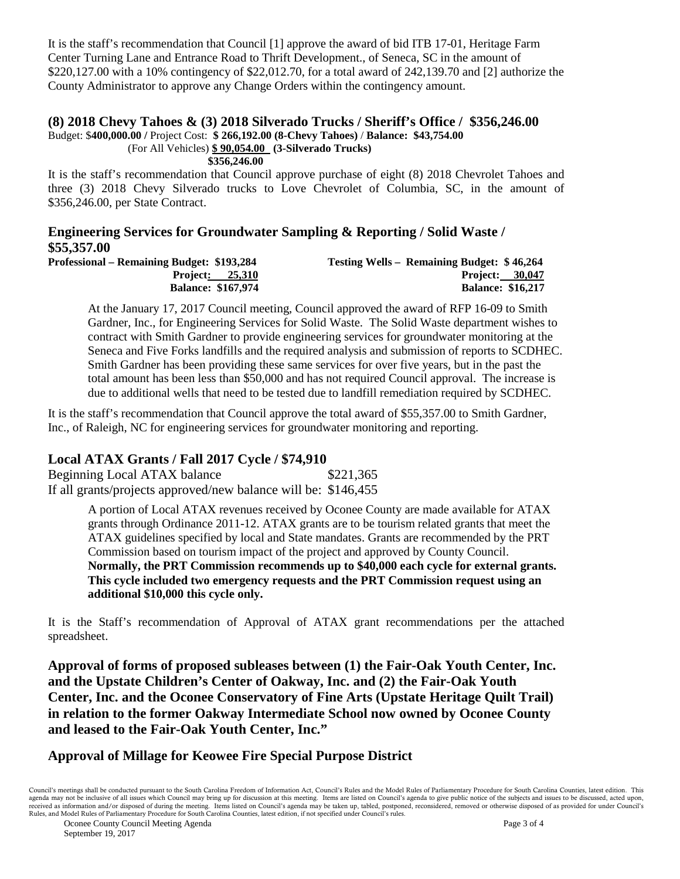It is the staff's recommendation that Council [1] approve the award of bid ITB 17-01, Heritage Farm Center Turning Lane and Entrance Road to Thrift Development., of Seneca, SC in the amount of $220,127.00 with a 10% contingency of $22,012.70, for a total award of 242,139.70 and [2] authorize the County Administrator to approve any Change Orders within the contingency amount.

## (8) 2018 Chevy Tahoes & (3) 2018 Silverado Trucks / Sheriff's Office / $356,246.00

Budget: $**400,000.00 /** Project Cost: **$ 266,192.00 (8-Chevy Tahoes)** / **Balance: $43,754.00**
(For All Vehicles) **$ 90,054.00 (3-Silverado Trucks)**
**$356,246.00**

It is the staff's recommendation that Council approve purchase of eight (8) 2018 Chevrolet Tahoes and three (3) 2018 Chevy Silverado trucks to Love Chevrolet of Columbia, SC, in the amount of $356,246.00, per State Contract.

## Engineering Services for Groundwater Sampling & Reporting / Solid Waste / $55,357.00

**Professional – Remaining Budget: $193,284**
**Project: 25,310**
**Balance: $167,974**

**Testing Wells – Remaining Budget: $ 46,264**
**Project: 30,047**
**Balance: $16,217**

At the January 17, 2017 Council meeting, Council approved the award of RFP 16-09 to Smith Gardner, Inc., for Engineering Services for Solid Waste. The Solid Waste department wishes to contract with Smith Gardner to provide engineering services for groundwater monitoring at the Seneca and Five Forks landfills and the required analysis and submission of reports to SCDHEC. Smith Gardner has been providing these same services for over five years, but in the past the total amount has been less than $50,000 and has not required Council approval. The increase is due to additional wells that need to be tested due to landfill remediation required by SCDHEC.

It is the staff's recommendation that Council approve the total award of $55,357.00 to Smith Gardner, Inc., of Raleigh, NC for engineering services for groundwater monitoring and reporting.

## Local ATAX Grants / Fall 2017 Cycle / $74,910

Beginning Local ATAX balance $221,365
If all grants/projects approved/new balance will be: $146,455

A portion of Local ATAX revenues received by Oconee County are made available for ATAX grants through Ordinance 2011-12. ATAX grants are to be tourism related grants that meet the ATAX guidelines specified by local and State mandates. Grants are recommended by the PRT Commission based on tourism impact of the project and approved by County Council. **Normally, the PRT Commission recommends up to $40,000 each cycle for external grants. This cycle included two emergency requests and the PRT Commission request using an additional $10,000 this cycle only.**

It is the Staff's recommendation of Approval of ATAX grant recommendations per the attached spreadsheet.

## Approval of forms of proposed subleases between (1) the Fair-Oak Youth Center, Inc. and the Upstate Children's Center of Oakway, Inc. and (2) the Fair-Oak Youth Center, Inc. and the Oconee Conservatory of Fine Arts (Upstate Heritage Quilt Trail) in relation to the former Oakway Intermediate School now owned by Oconee County and leased to the Fair-Oak Youth Center, Inc."

## Approval of Millage for Keowee Fire Special Purpose District

Council's meetings shall be conducted pursuant to the South Carolina Freedom of Information Act, Council's Rules and the Model Rules of Parliamentary Procedure for South Carolina Counties, latest edition. This agenda may not be inclusive of all issues which Council may bring up for discussion at this meeting. Items are listed on Council's agenda to give public notice of the subjects and issues to be discussed, acted upon, received as information and/or disposed of during the meeting. Items listed on Council's agenda may be taken up, tabled, postponed, reconsidered, removed or otherwise disposed of as provided for under Council's Rules, and Model Rules of Parliamentary Procedure for South Carolina Counties, latest edition, if not specified under Council's rules.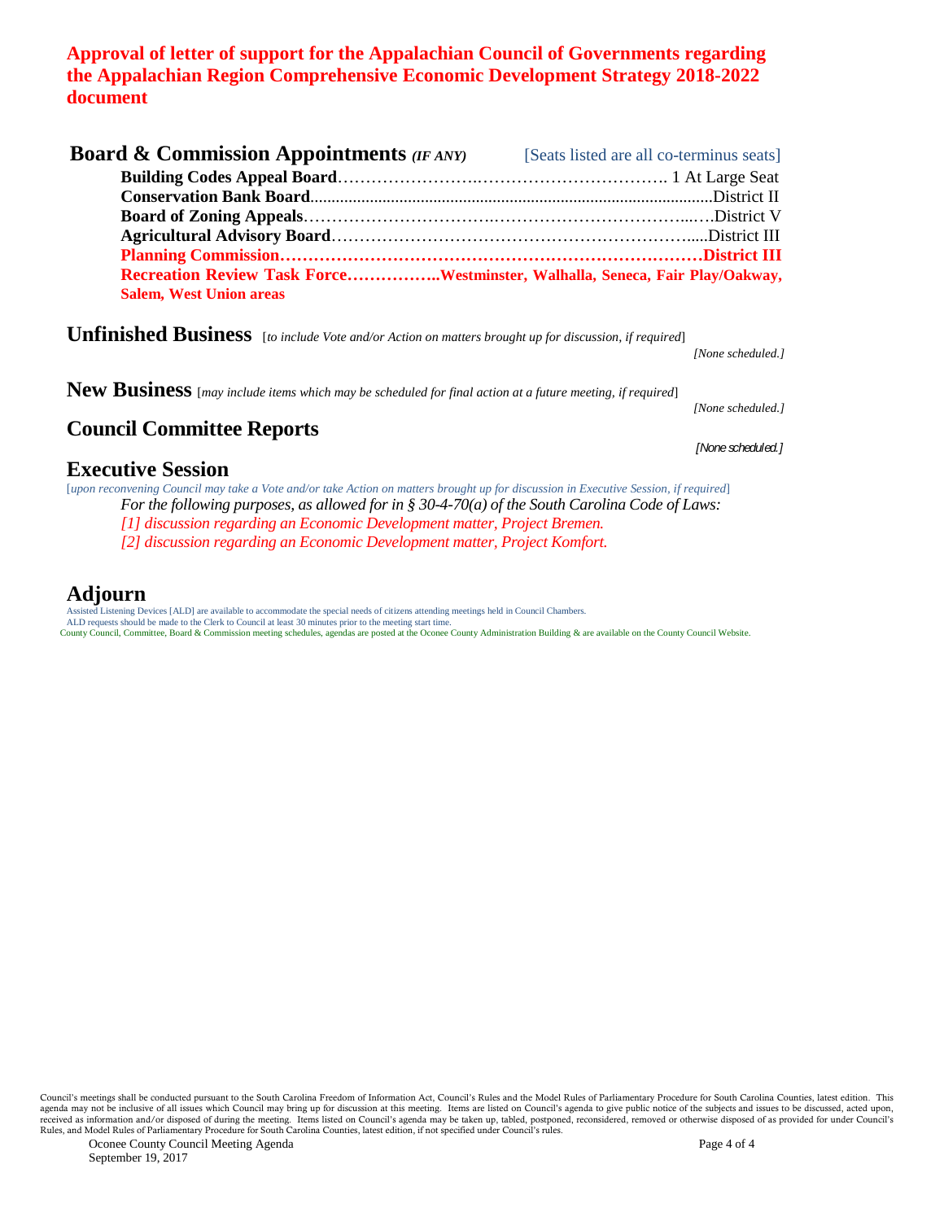**Approval of letter of support for the Appalachian Council of Governments regarding the Appalachian Region Comprehensive Economic Development Strategy 2018-2022 document**

## Board & Commission Appointments *(IF ANY)* [Seats listed are all co-terminus seats]

**Building Codes Appeal Board**……………………..……………………………. 1 At Large Seat
**Conservation Bank Board**.............................................................................................District II
**Board of Zoning Appeals**…………………………..…………………………...….District V
**Agricultural Advisory Board**…………………………………………………….....District III
**Planning Commission**……………………………………………………………………District III
**Recreation Review Task Force**……………..Westminster, Walhalla, Seneca, Fair Play/Oakway, Salem, West Union areas

## Unfinished Business [*to include Vote and/or Action on matters brought up for discussion, if required*]

*[None scheduled.]*

## New Business [*may include items which may be scheduled for final action at a future meeting, if required*]

*[None scheduled.]*

## Council Committee Reports

*[None scheduled.]*

## Executive Session

[*upon reconvening Council may take a Vote and/or take Action on matters brought up for discussion in Executive Session, if required*]

*For the following purposes, as allowed for in § 30-4-70(a) of the South Carolina Code of Laws:*
*[1] discussion regarding an Economic Development matter, Project Bremen.*
*[2] discussion regarding an Economic Development matter, Project Komfort.*

## Adjourn

Assisted Listening Devices [ALD] are available to accommodate the special needs of citizens attending meetings held in Council Chambers.
ALD requests should be made to the Clerk to Council at least 30 minutes prior to the meeting start time.
County Council, Committee, Board & Commission meeting schedules, agendas are posted at the Oconee County Administration Building & are available on the County Council Website.

Council's meetings shall be conducted pursuant to the South Carolina Freedom of Information Act, Council's Rules and the Model Rules of Parliamentary Procedure for South Carolina Counties, latest edition. This agenda may not be inclusive of all issues which Council may bring up for discussion at this meeting. Items are listed on Council's agenda to give public notice of the subjects and issues to be discussed, acted upon, received as information and/or disposed of during the meeting. Items listed on Council's agenda may be taken up, tabled, postponed, reconsidered, removed or otherwise disposed of as provided for under Council's Rules, and Model Rules of Parliamentary Procedure for South Carolina Counties, latest edition, if not specified under Council's rules.